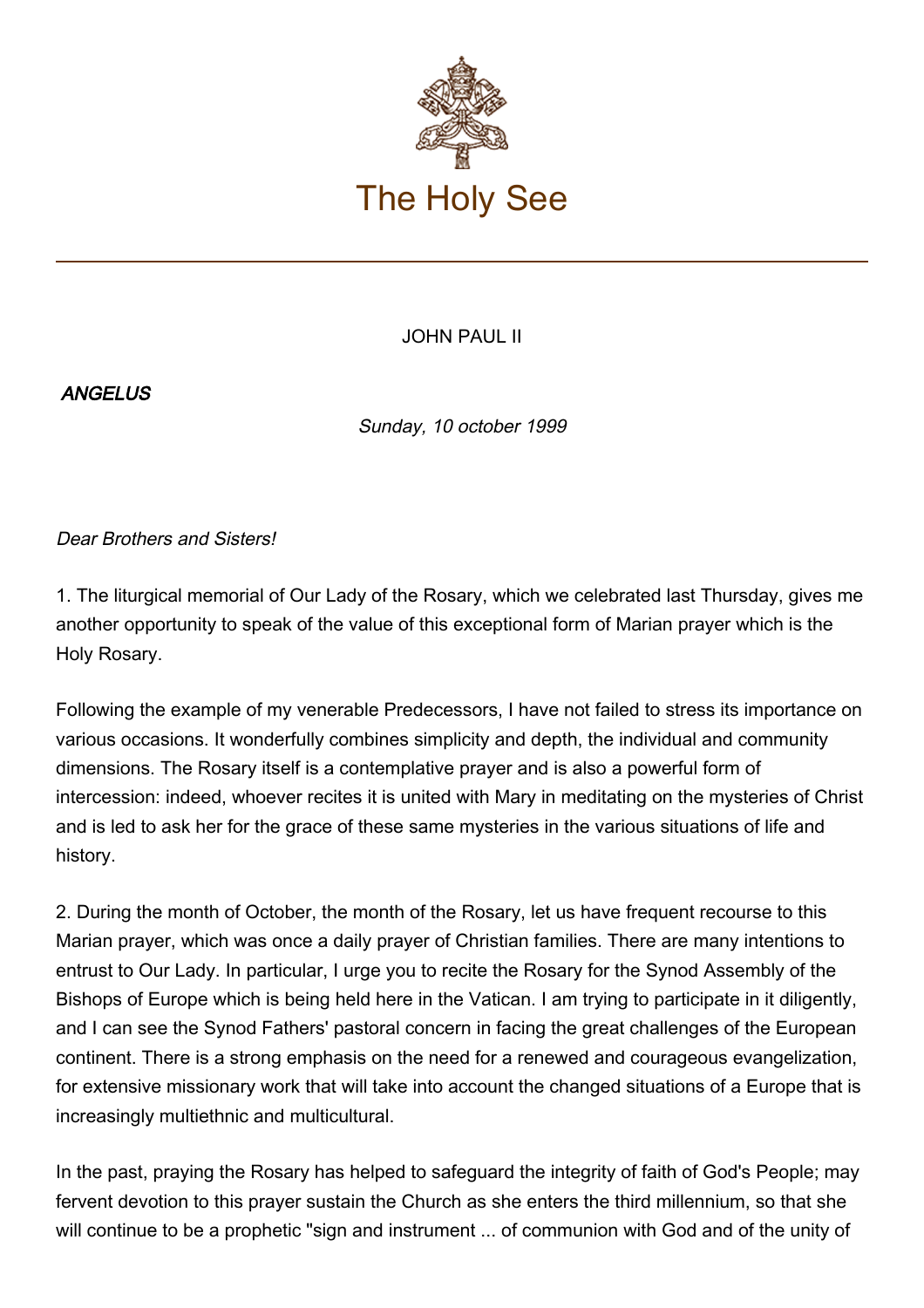# The Holy See

JOHN PAUL II

***ANGELUS***

*Sunday, 10 october 1999*

*Dear Brothers and Sisters!*

1. The liturgical memorial of Our Lady of the Rosary, which we celebrated last Thursday, gives me another opportunity to speak of the value of this exceptional form of Marian prayer which is the Holy Rosary.

Following the example of my venerable Predecessors, I have not failed to stress its importance on various occasions. It wonderfully combines simplicity and depth, the individual and community dimensions. The Rosary itself is a contemplative prayer and is also a powerful form of intercession: indeed, whoever recites it is united with Mary in meditating on the mysteries of Christ and is led to ask her for the grace of these same mysteries in the various situations of life and history.

2. During the month of October, the month of the Rosary, let us have frequent recourse to this Marian prayer, which was once a daily prayer of Christian families. There are many intentions to entrust to Our Lady. In particular, I urge you to recite the Rosary for the Synod Assembly of the Bishops of Europe which is being held here in the Vatican. I am trying to participate in it diligently, and I can see the Synod Fathers' pastoral concern in facing the great challenges of the European continent. There is a strong emphasis on the need for a renewed and courageous evangelization, for extensive missionary work that will take into account the changed situations of a Europe that is increasingly multiethnic and multicultural.

In the past, praying the Rosary has helped to safeguard the integrity of faith of God's People; may fervent devotion to this prayer sustain the Church as she enters the third millennium, so that she will continue to be a prophetic "sign and instrument ... of communion with God and of the unity of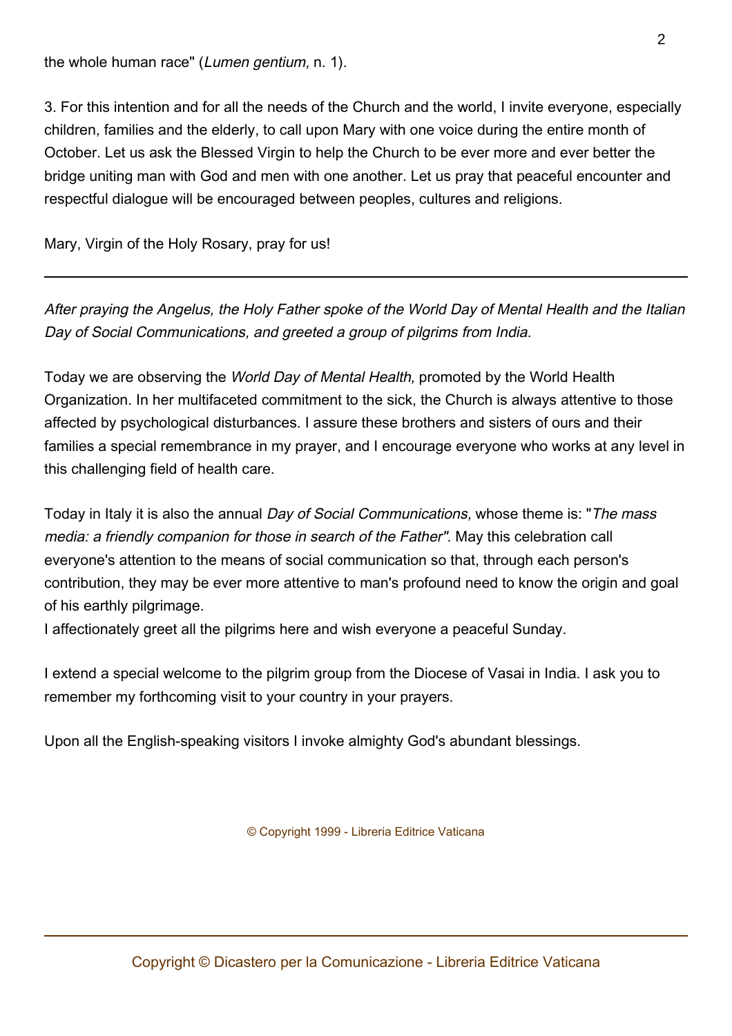the whole human race" (*Lumen gentium,* n. 1).

3. For this intention and for all the needs of the Church and the world, I invite everyone, especially children, families and the elderly, to call upon Mary with one voice during the entire month of October. Let us ask the Blessed Virgin to help the Church to be ever more and ever better the bridge uniting man with God and men with one another. Let us pray that peaceful encounter and respectful dialogue will be encouraged between peoples, cultures and religions.

Mary, Virgin of the Holy Rosary, pray for us!

---

*After praying the Angelus, the Holy Father spoke of the World Day of Mental Health and the Italian Day of Social Communications, and greeted a group of pilgrims from India.*

Today we are observing the *World Day of Mental Health,* promoted by the World Health Organization. In her multifaceted commitment to the sick, the Church is always attentive to those affected by psychological disturbances. I assure these brothers and sisters of ours and their families a special remembrance in my prayer, and I encourage everyone who works at any level in this challenging field of health care.

Today in Italy it is also the annual *Day of Social Communications,* whose theme is: "*The mass media: a friendly companion for those in search of the Father"*. May this celebration call everyone's attention to the means of social communication so that, through each person's contribution, they may be ever more attentive to man's profound need to know the origin and goal of his earthly pilgrimage.
I affectionately greet all the pilgrims here and wish everyone a peaceful Sunday.

I extend a special welcome to the pilgrim group from the Diocese of Vasai in India. I ask you to remember my forthcoming visit to your country in your prayers.

Upon all the English-speaking visitors I invoke almighty God's abundant blessings.

© Copyright 1999 - Libreria Editrice Vaticana

Copyright © Dicastero per la Comunicazione - Libreria Editrice Vaticana